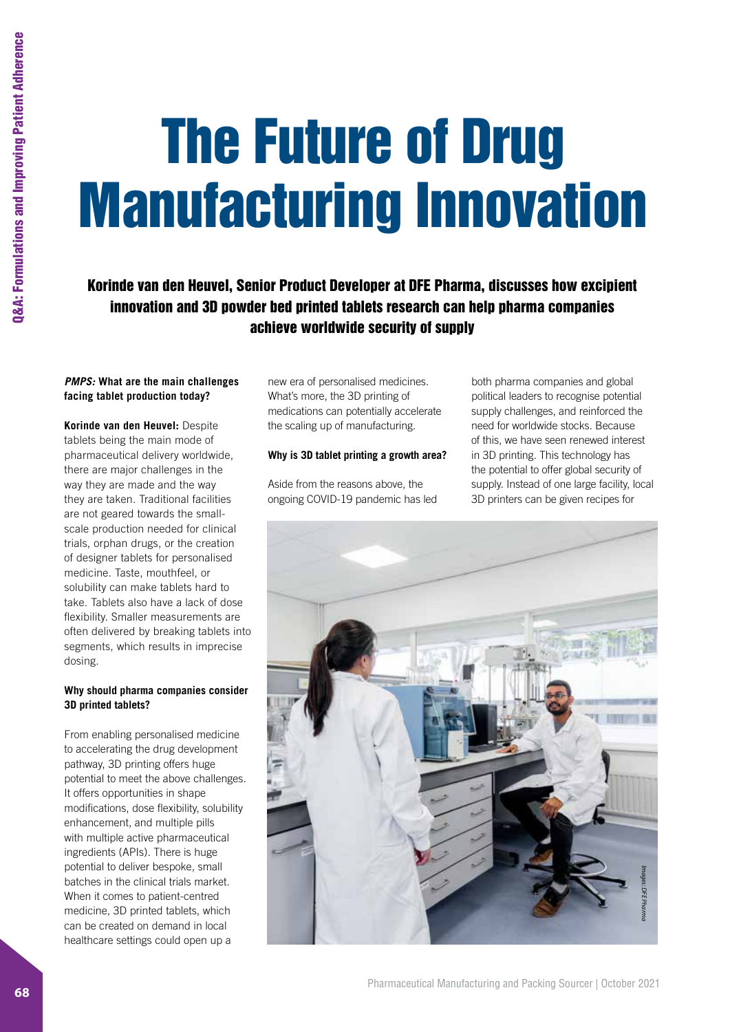# The Future of Drug Manufacturing Innovation

**Korinde van den Heuvel, Senior Product Developer at DFE Pharma, discusses how excipient innovation and 3D powder bed printed tablets research can help pharma companies achieve worldwide security of supply**

***PMPS:* What are the main challenges facing tablet production today?**

**Korinde van den Heuvel:** Despite tablets being the main mode of pharmaceutical delivery worldwide, there are major challenges in the way they are made and the way they are taken. Traditional facilities are not geared towards the small-scale production needed for clinical trials, orphan drugs, or the creation of designer tablets for personalised medicine. Taste, mouthfeel, or solubility can make tablets hard to take. Tablets also have a lack of dose flexibility. Smaller measurements are often delivered by breaking tablets into segments, which results in imprecise dosing.

**Why should pharma companies consider 3D printed tablets?**

From enabling personalised medicine to accelerating the drug development pathway, 3D printing offers huge potential to meet the above challenges. It offers opportunities in shape modifications, dose flexibility, solubility enhancement, and multiple pills with multiple active pharmaceutical ingredients (APIs). There is huge potential to deliver bespoke, small batches in the clinical trials market. When it comes to patient-centred medicine, 3D printed tablets, which can be created on demand in local healthcare settings could open up a new era of personalised medicines. What's more, the 3D printing of medications can potentially accelerate the scaling up of manufacturing.

**Why is 3D tablet printing a growth area?**

Aside from the reasons above, the ongoing COVID-19 pandemic has led both pharma companies and global political leaders to recognise potential supply challenges, and reinforced the need for worldwide stocks. Because of this, we have seen renewed interest in 3D printing. This technology has the potential to offer global security of supply. Instead of one large facility, local 3D printers can be given recipes for

*Images: DFE Pharma*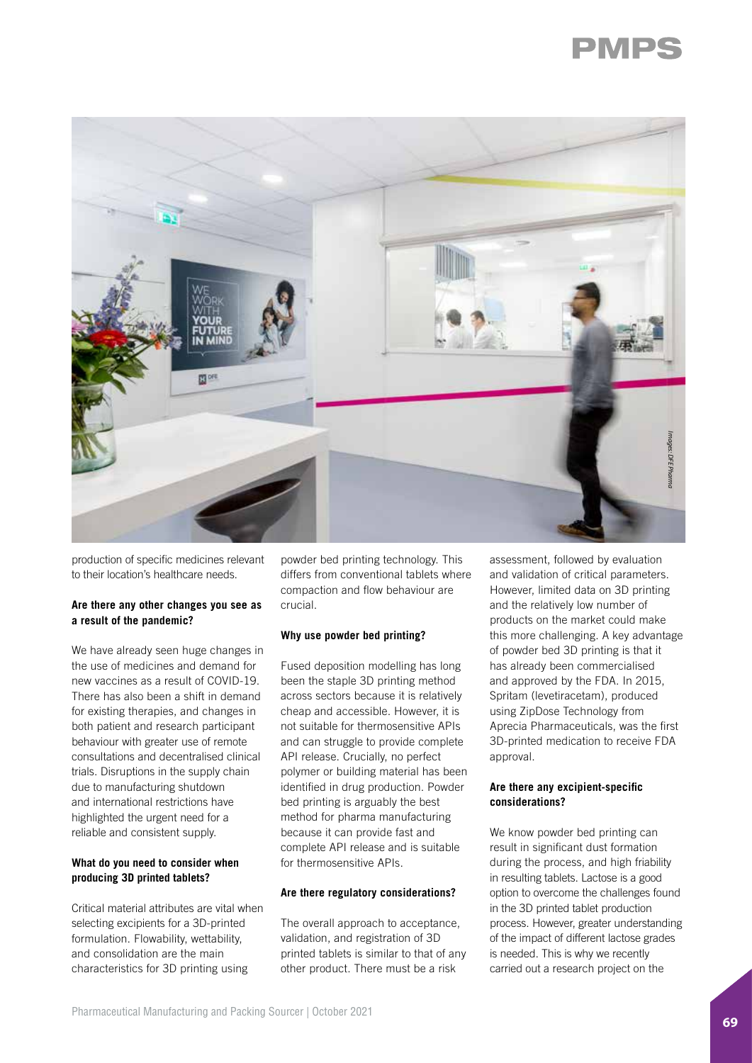production of specific medicines relevant to their location's healthcare needs.

**Are there any other changes you see as a result of the pandemic?**

We have already seen huge changes in the use of medicines and demand for new vaccines as a result of COVID-19. There has also been a shift in demand for existing therapies, and changes in both patient and research participant behaviour with greater use of remote consultations and decentralised clinical trials. Disruptions in the supply chain due to manufacturing shutdown and international restrictions have highlighted the urgent need for a reliable and consistent supply.

**What do you need to consider when producing 3D printed tablets?**

Critical material attributes are vital when selecting excipients for a 3D-printed formulation. Flowability, wettability, and consolidation are the main characteristics for 3D printing using powder bed printing technology. This differs from conventional tablets where compaction and flow behaviour are crucial.

**Why use powder bed printing?**

Fused deposition modelling has long been the staple 3D printing method across sectors because it is relatively cheap and accessible. However, it is not suitable for thermosensitive APIs and can struggle to provide complete API release. Crucially, no perfect polymer or building material has been identified in drug production. Powder bed printing is arguably the best method for pharma manufacturing because it can provide fast and complete API release and is suitable for thermosensitive APIs.

**Are there regulatory considerations?**

The overall approach to acceptance, validation, and registration of 3D printed tablets is similar to that of any other product. There must be a risk assessment, followed by evaluation and validation of critical parameters. However, limited data on 3D printing and the relatively low number of products on the market could make this more challenging. A key advantage of powder bed 3D printing is that it has already been commercialised and approved by the FDA. In 2015, Spritam (levetiracetam), produced using ZipDose Technology from Aprecia Pharmaceuticals, was the first 3D-printed medication to receive FDA approval.

**Are there any excipient-specific considerations?**

We know powder bed printing can result in significant dust formation during the process, and high friability in resulting tablets. Lactose is a good option to overcome the challenges found in the 3D printed tablet production process. However, greater understanding of the impact of different lactose grades is needed. This is why we recently carried out a research project on the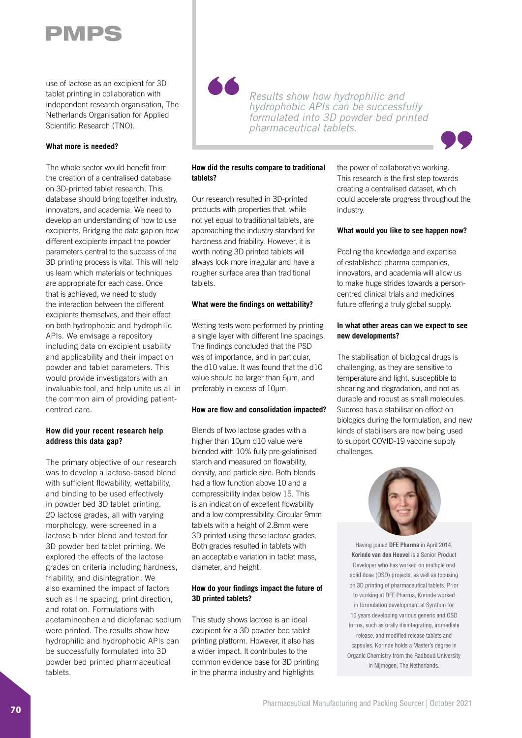use of lactose as an excipient for 3D tablet printing in collaboration with independent research organisation, The Netherlands Organisation for Applied Scientific Research (TNO).

**What more is needed?**

The whole sector would benefit from the creation of a centralised database on 3D-printed tablet research. This database should bring together industry, innovators, and academia. We need to develop an understanding of how to use excipients. Bridging the data gap on how different excipients impact the powder parameters central to the success of the 3D printing process is vital. This will help us learn which materials or techniques are appropriate for each case. Once that is achieved, we need to study the interaction between the different excipients themselves, and their effect on both hydrophobic and hydrophilic APIs. We envisage a repository including data on excipient usability and applicability and their impact on powder and tablet parameters. This would provide investigators with an invaluable tool, and help unite us all in the common aim of providing patient-centred care.

**How did your recent research help address this data gap?**

The primary objective of our research was to develop a lactose-based blend with sufficient flowability, wettability, and binding to be used effectively in powder bed 3D tablet printing. 20 lactose grades, all with varying morphology, were screened in a lactose binder blend and tested for 3D powder bed tablet printing. We explored the effects of the lactose grades on criteria including hardness, friability, and disintegration. We also examined the impact of factors such as line spacing, print direction, and rotation. Formulations with acetaminophen and diclofenac sodium were printed. The results show how hydrophilic and hydrophobic APIs can be successfully formulated into 3D powder bed printed pharmaceutical tablets.

> *Results show how hydrophilic and hydrophobic APIs can be successfully formulated into 3D powder bed printed pharmaceutical tablets.*

**How did the results compare to traditional tablets?**

Our research resulted in 3D-printed products with properties that, while not yet equal to traditional tablets, are approaching the industry standard for hardness and friability. However, it is worth noting 3D printed tablets will always look more irregular and have a rougher surface area than traditional tablets.

**What were the findings on wettability?**

Wetting tests were performed by printing a single layer with different line spacings. The findings concluded that the PSD was of importance, and in particular, the d10 value. It was found that the d10 value should be larger than 6μm, and preferably in excess of 10μm.

**How are flow and consolidation impacted?**

Blends of two lactose grades with a higher than 10μm d10 value were blended with 10% fully pre-gelatinised starch and measured on flowability, density, and particle size. Both blends had a flow function above 10 and a compressibility index below 15. This is an indication of excellent flowability and a low compressibility. Circular 9mm tablets with a height of 2.8mm were 3D printed using these lactose grades. Both grades resulted in tablets with an acceptable variation in tablet mass, diameter, and height.

**How do your findings impact the future of 3D printed tablets?**

This study shows lactose is an ideal excipient for a 3D powder bed tablet printing platform. However, it also has a wider impact. It contributes to the common evidence base for 3D printing in the pharma industry and highlights the power of collaborative working. This research is the first step towards creating a centralised dataset, which could accelerate progress throughout the industry.

**What would you like to see happen now?**

Pooling the knowledge and expertise of established pharma companies, innovators, and academia will allow us to make huge strides towards a person-centred clinical trials and medicines future offering a truly global supply.

**In what other areas can we expect to see new developments?**

The stabilisation of biological drugs is challenging, as they are sensitive to temperature and light, susceptible to shearing and degradation, and not as durable and robust as small molecules. Sucrose has a stabilisation effect on biologics during the formulation, and new kinds of stabilisers are now being used to support COVID-19 vaccine supply challenges.

Having joined **DFE Pharma** in April 2014, **Korinde van den Heuvel** is a Senior Product Developer who has worked on multiple oral solid dose (OSD) projects, as well as focusing on 3D printing of pharmaceutical tablets. Prior to working at DFE Pharma, Korinde worked in formulation development at Synthon for 10 years developing various generic and OSD forms, such as orally disintegrating, immediate release, and modified release tablets and capsules. Korinde holds a Master's degree in Organic Chemistry from the Radboud University in Nijmegen, The Netherlands.